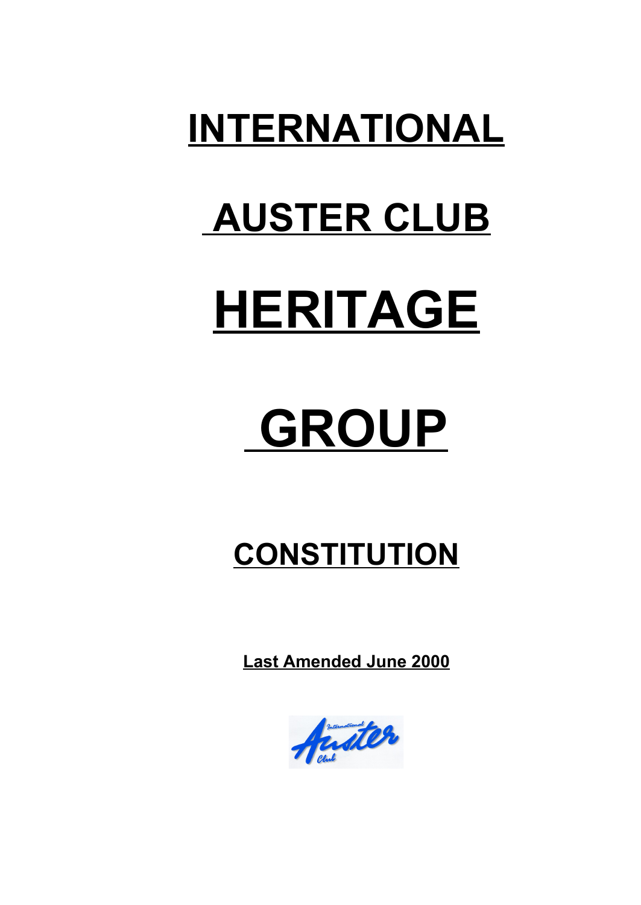# INTERNATIONAL

# AUSTER CLUB

# HERITAGE

# GROUP

## CONSTITUTION

**Last Amended June 2000**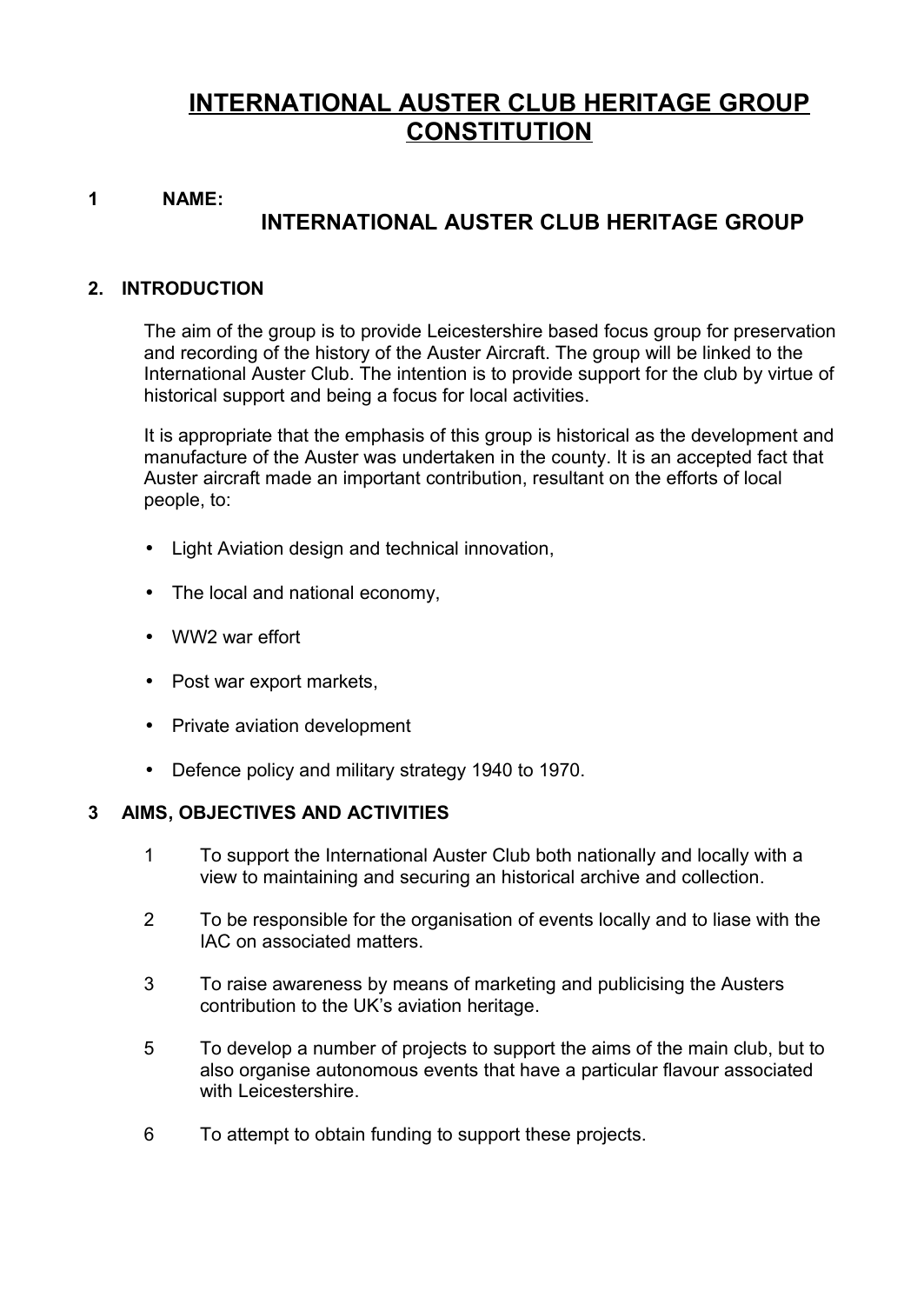# INTERNATIONAL AUSTER CLUB HERITAGE GROUP CONSTITUTION

**1 NAME:**

**INTERNATIONAL AUSTER CLUB HERITAGE GROUP**

**2. INTRODUCTION**

The aim of the group is to provide Leicestershire based focus group for preservation and recording of the history of the Auster Aircraft. The group will be linked to the International Auster Club. The intention is to provide support for the club by virtue of historical support and being a focus for local activities.

It is appropriate that the emphasis of this group is historical as the development and manufacture of the Auster was undertaken in the county. It is an accepted fact that Auster aircraft made an important contribution, resultant on the efforts of local people, to:

- Light Aviation design and technical innovation,
- The local and national economy,
- WW2 war effort
- Post war export markets,
- Private aviation development
- Defence policy and military strategy 1940 to 1970.

**3 AIMS, OBJECTIVES AND ACTIVITIES**

1 To support the International Auster Club both nationally and locally with a view to maintaining and securing an historical archive and collection.

2 To be responsible for the organisation of events locally and to liase with the IAC on associated matters.

3 To raise awareness by means of marketing and publicising the Austers contribution to the UK's aviation heritage.

5 To develop a number of projects to support the aims of the main club, but to also organise autonomous events that have a particular flavour associated with Leicestershire.

6 To attempt to obtain funding to support these projects.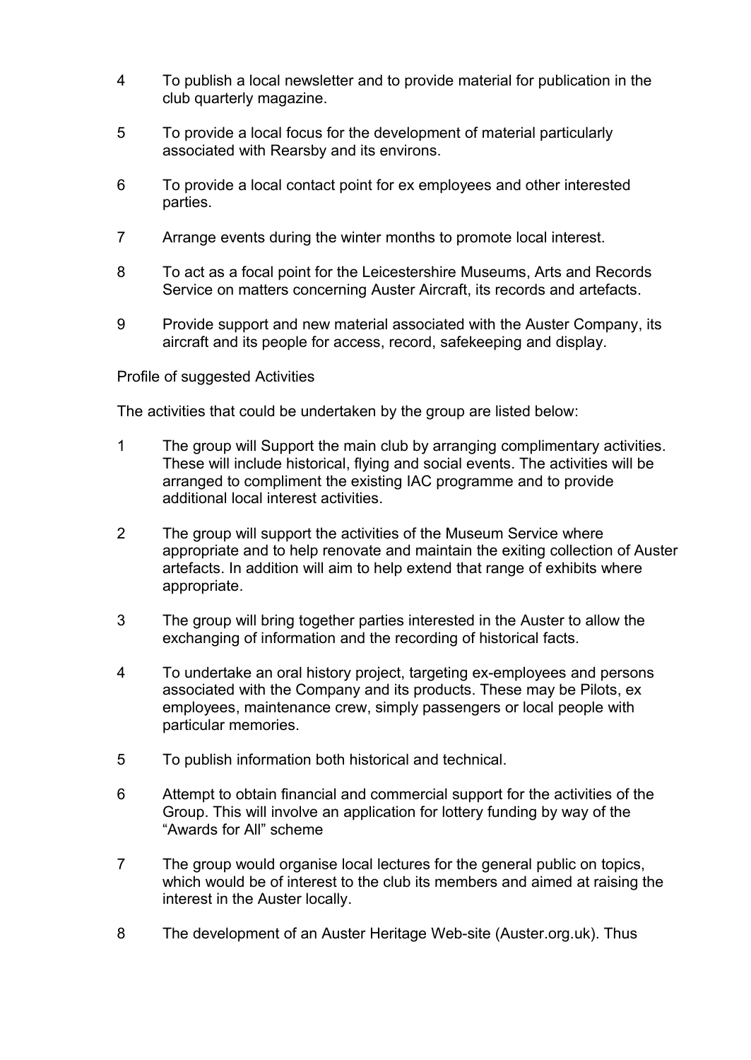4 To publish a local newsletter and to provide material for publication in the club quarterly magazine.

5 To provide a local focus for the development of material particularly associated with Rearsby and its environs.

6 To provide a local contact point for ex employees and other interested parties.

7 Arrange events during the winter months to promote local interest.

8 To act as a focal point for the Leicestershire Museums, Arts and Records Service on matters concerning Auster Aircraft, its records and artefacts.

9 Provide support and new material associated with the Auster Company, its aircraft and its people for access, record, safekeeping and display.

Profile of suggested Activities

The activities that could be undertaken by the group are listed below:

1 The group will Support the main club by arranging complimentary activities. These will include historical, flying and social events. The activities will be arranged to compliment the existing IAC programme and to provide additional local interest activities.

2 The group will support the activities of the Museum Service where appropriate and to help renovate and maintain the exiting collection of Auster artefacts. In addition will aim to help extend that range of exhibits where appropriate.

3 The group will bring together parties interested in the Auster to allow the exchanging of information and the recording of historical facts.

4 To undertake an oral history project, targeting ex-employees and persons associated with the Company and its products. These may be Pilots, ex employees, maintenance crew, simply passengers or local people with particular memories.

5 To publish information both historical and technical.

6 Attempt to obtain financial and commercial support for the activities of the Group. This will involve an application for lottery funding by way of the "Awards for All" scheme

7 The group would organise local lectures for the general public on topics, which would be of interest to the club its members and aimed at raising the interest in the Auster locally.

8 The development of an Auster Heritage Web-site (Auster.org.uk). Thus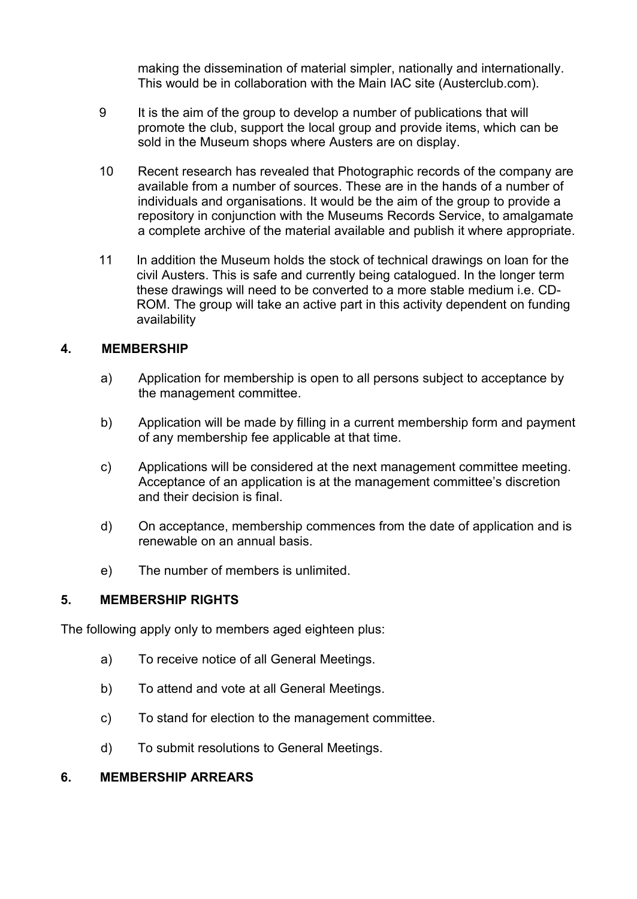making the dissemination of material simpler, nationally and internationally. This would be in collaboration with the Main IAC site (Austerclub.com).

9 It is the aim of the group to develop a number of publications that will promote the club, support the local group and provide items, which can be sold in the Museum shops where Austers are on display.

10 Recent research has revealed that Photographic records of the company are available from a number of sources. These are in the hands of a number of individuals and organisations. It would be the aim of the group to provide a repository in conjunction with the Museums Records Service, to amalgamate a complete archive of the material available and publish it where appropriate.

11 In addition the Museum holds the stock of technical drawings on loan for the civil Austers. This is safe and currently being catalogued. In the longer term these drawings will need to be converted to a more stable medium i.e. CD-ROM. The group will take an active part in this activity dependent on funding availability

## 4. MEMBERSHIP

a) Application for membership is open to all persons subject to acceptance by the management committee.

b) Application will be made by filling in a current membership form and payment of any membership fee applicable at that time.

c) Applications will be considered at the next management committee meeting. Acceptance of an application is at the management committee's discretion and their decision is final.

d) On acceptance, membership commences from the date of application and is renewable on an annual basis.

e) The number of members is unlimited.

## 5. MEMBERSHIP RIGHTS

The following apply only to members aged eighteen plus:

a) To receive notice of all General Meetings.

b) To attend and vote at all General Meetings.

c) To stand for election to the management committee.

d) To submit resolutions to General Meetings.

## 6. MEMBERSHIP ARREARS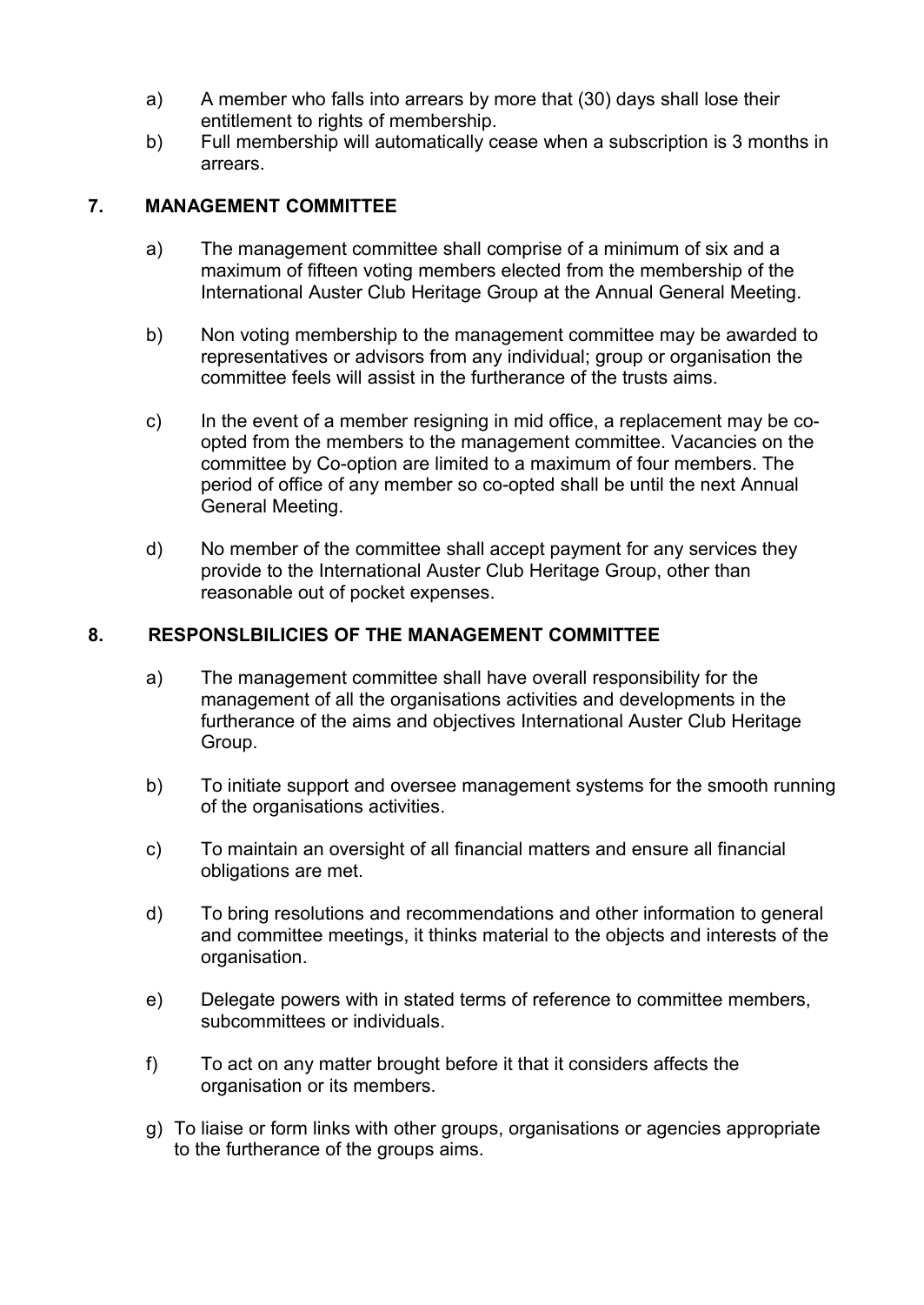a) A member who falls into arrears by more that (30) days shall lose their entitlement to rights of membership.
b) Full membership will automatically cease when a subscription is 3 months in arrears.

## 7. MANAGEMENT COMMITTEE

a) The management committee shall comprise of a minimum of six and a maximum of fifteen voting members elected from the membership of the International Auster Club Heritage Group at the Annual General Meeting.

b) Non voting membership to the management committee may be awarded to representatives or advisors from any individual; group or organisation the committee feels will assist in the furtherance of the trusts aims.

c) In the event of a member resigning in mid office, a replacement may be co-opted from the members to the management committee. Vacancies on the committee by Co-option are limited to a maximum of four members. The period of office of any member so co-opted shall be until the next Annual General Meeting.

d) No member of the committee shall accept payment for any services they provide to the International Auster Club Heritage Group, other than reasonable out of pocket expenses.

## 8. RESPONSLBILICIES OF THE MANAGEMENT COMMITTEE

a) The management committee shall have overall responsibility for the management of all the organisations activities and developments in the furtherance of the aims and objectives International Auster Club Heritage Group.

b) To initiate support and oversee management systems for the smooth running of the organisations activities.

c) To maintain an oversight of all financial matters and ensure all financial obligations are met.

d) To bring resolutions and recommendations and other information to general and committee meetings, it thinks material to the objects and interests of the organisation.

e) Delegate powers with in stated terms of reference to committee members, subcommittees or individuals.

f) To act on any matter brought before it that it considers affects the organisation or its members.

g) To liaise or form links with other groups, organisations or agencies appropriate to the furtherance of the groups aims.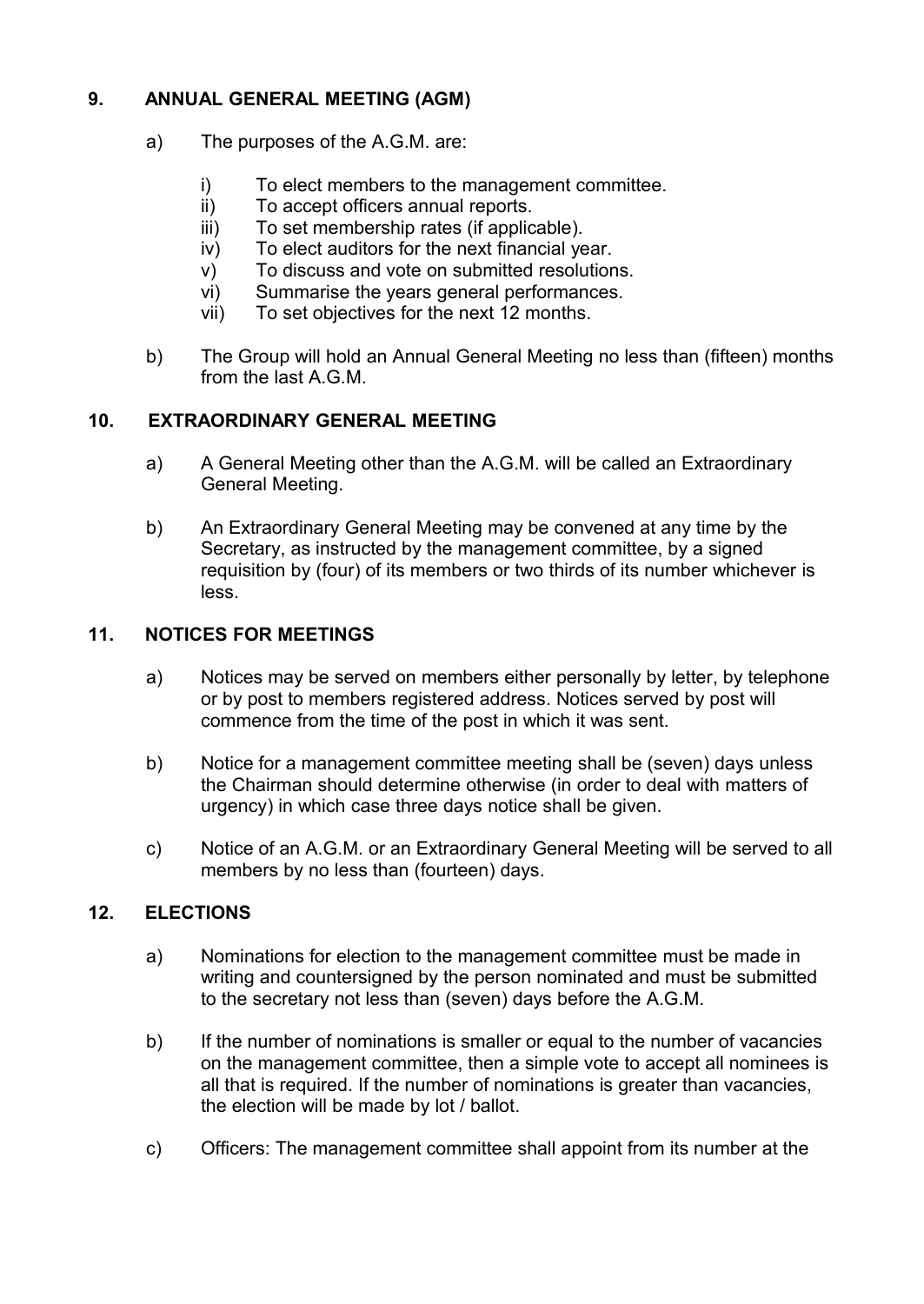## 9. ANNUAL GENERAL MEETING (AGM)

a) The purposes of the A.G.M. are:

   i) To elect members to the management committee.
   ii) To accept officers annual reports.
   iii) To set membership rates (if applicable).
   iv) To elect auditors for the next financial year.
   v) To discuss and vote on submitted resolutions.
   vi) Summarise the years general performances.
   vii) To set objectives for the next 12 months.

b) The Group will hold an Annual General Meeting no less than (fifteen) months from the last A.G.M.

## 10. EXTRAORDINARY GENERAL MEETING

a) A General Meeting other than the A.G.M. will be called an Extraordinary General Meeting.

b) An Extraordinary General Meeting may be convened at any time by the Secretary, as instructed by the management committee, by a signed requisition by (four) of its members or two thirds of its number whichever is less.

## 11. NOTICES FOR MEETINGS

a) Notices may be served on members either personally by letter, by telephone or by post to members registered address. Notices served by post will commence from the time of the post in which it was sent.

b) Notice for a management committee meeting shall be (seven) days unless the Chairman should determine otherwise (in order to deal with matters of urgency) in which case three days notice shall be given.

c) Notice of an A.G.M. or an Extraordinary General Meeting will be served to all members by no less than (fourteen) days.

## 12. ELECTIONS

a) Nominations for election to the management committee must be made in writing and countersigned by the person nominated and must be submitted to the secretary not less than (seven) days before the A.G.M.

b) If the number of nominations is smaller or equal to the number of vacancies on the management committee, then a simple vote to accept all nominees is all that is required. If the number of nominations is greater than vacancies, the election will be made by lot / ballot.

c) Officers: The management committee shall appoint from its number at the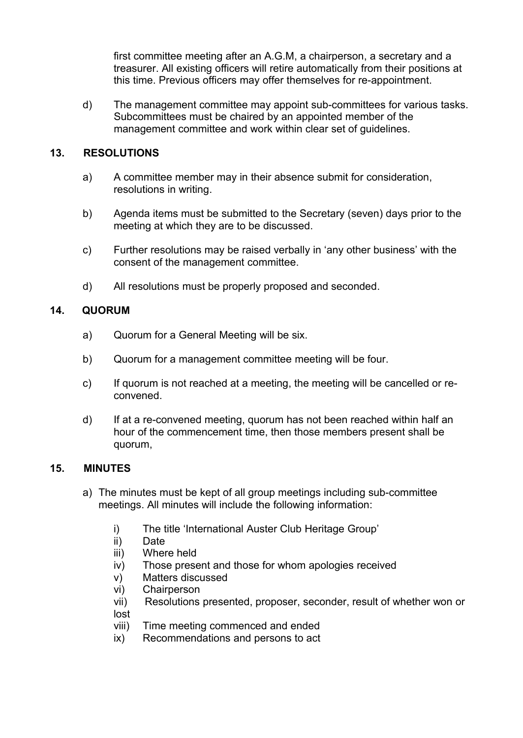first committee meeting after an A.G.M, a chairperson, a secretary and a treasurer. All existing officers will retire automatically from their positions at this time. Previous officers may offer themselves for re-appointment.

d) The management committee may appoint sub-committees for various tasks. Subcommittees must be chaired by an appointed member of the management committee and work within clear set of guidelines.

## 13. RESOLUTIONS

a) A committee member may in their absence submit for consideration, resolutions in writing.

b) Agenda items must be submitted to the Secretary (seven) days prior to the meeting at which they are to be discussed.

c) Further resolutions may be raised verbally in 'any other business' with the consent of the management committee.

d) All resolutions must be properly proposed and seconded.

## 14. QUORUM

a) Quorum for a General Meeting will be six.

b) Quorum for a management committee meeting will be four.

c) If quorum is not reached at a meeting, the meeting will be cancelled or re-convened.

d) If at a re-convened meeting, quorum has not been reached within half an hour of the commencement time, then those members present shall be quorum,

## 15. MINUTES

a) The minutes must be kept of all group meetings including sub-committee meetings. All minutes will include the following information:

i) The title 'International Auster Club Heritage Group'
ii) Date
iii) Where held
iv) Those present and those for whom apologies received
v) Matters discussed
vi) Chairperson
vii) Resolutions presented, proposer, seconder, result of whether won or lost
viii) Time meeting commenced and ended
ix) Recommendations and persons to act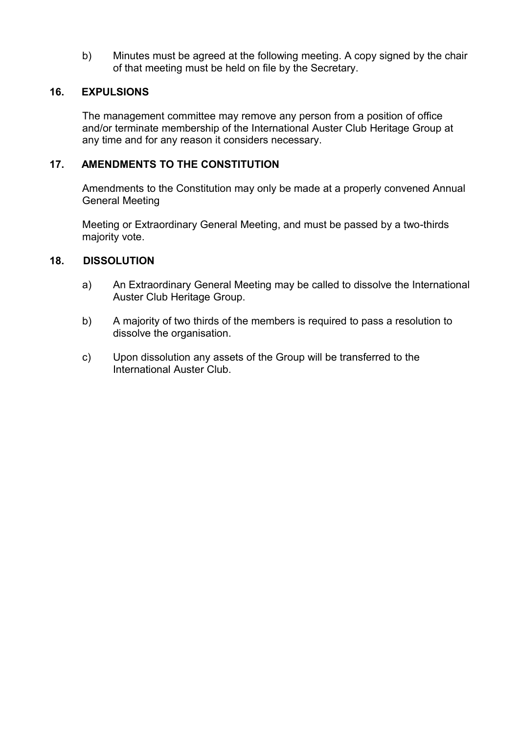b) Minutes must be agreed at the following meeting. A copy signed by the chair of that meeting must be held on file by the Secretary.

## 16. EXPULSIONS

The management committee may remove any person from a position of office and/or terminate membership of the International Auster Club Heritage Group at any time and for any reason it considers necessary.

## 17. AMENDMENTS TO THE CONSTITUTION

Amendments to the Constitution may only be made at a properly convened Annual General Meeting

Meeting or Extraordinary General Meeting, and must be passed by a two-thirds majority vote.

## 18. DISSOLUTION

a) An Extraordinary General Meeting may be called to dissolve the International Auster Club Heritage Group.

b) A majority of two thirds of the members is required to pass a resolution to dissolve the organisation.

c) Upon dissolution any assets of the Group will be transferred to the International Auster Club.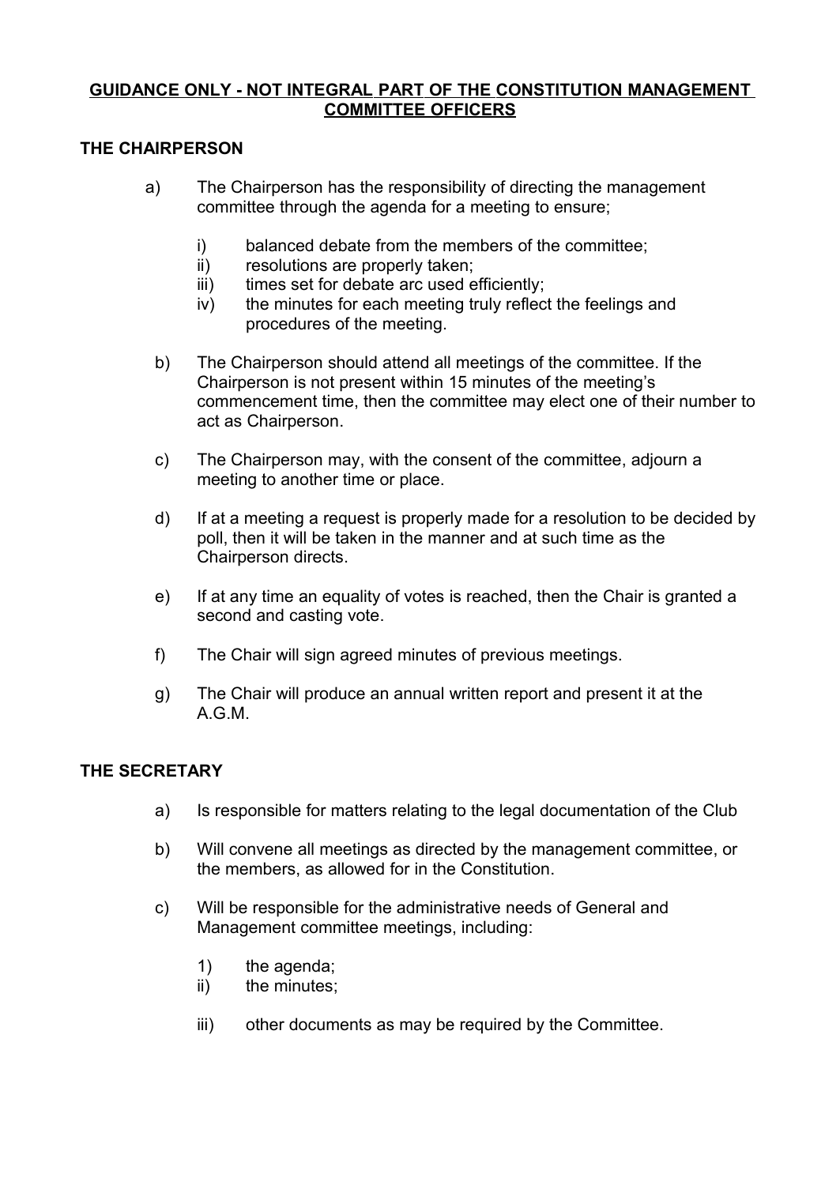**GUIDANCE ONLY - NOT INTEGRAL PART OF THE CONSTITUTION MANAGEMENT COMMITTEE OFFICERS**

## THE CHAIRPERSON

a) The Chairperson has the responsibility of directing the management committee through the agenda for a meeting to ensure;

   i) balanced debate from the members of the committee;
   ii) resolutions are properly taken;
   iii) times set for debate arc used efficiently;
   iv) the minutes for each meeting truly reflect the feelings and procedures of the meeting.

b) The Chairperson should attend all meetings of the committee. If the Chairperson is not present within 15 minutes of the meeting's commencement time, then the committee may elect one of their number to act as Chairperson.

c) The Chairperson may, with the consent of the committee, adjourn a meeting to another time or place.

d) If at a meeting a request is properly made for a resolution to be decided by poll, then it will be taken in the manner and at such time as the Chairperson directs.

e) If at any time an equality of votes is reached, then the Chair is granted a second and casting vote.

f) The Chair will sign agreed minutes of previous meetings.

g) The Chair will produce an annual written report and present it at the A.G.M.

## THE SECRETARY

a) Is responsible for matters relating to the legal documentation of the Club

b) Will convene all meetings as directed by the management committee, or the members, as allowed for in the Constitution.

c) Will be responsible for the administrative needs of General and Management committee meetings, including:

   1) the agenda;
   ii) the minutes;
   iii) other documents as may be required by the Committee.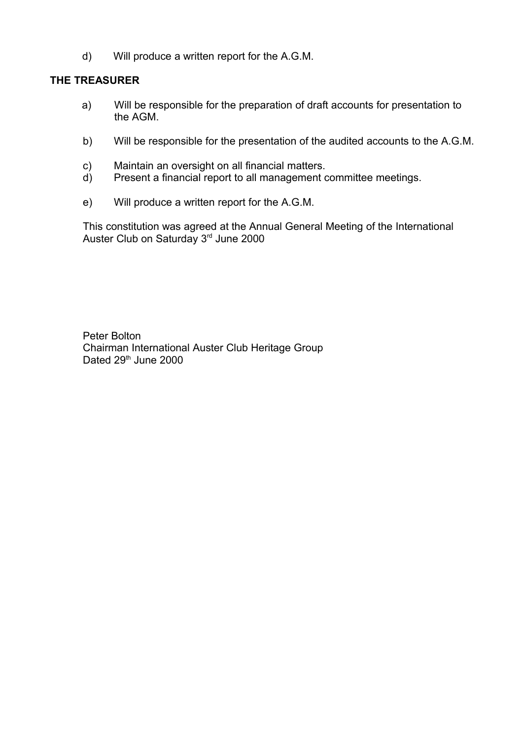d) Will produce a written report for the A.G.M.

## THE TREASURER

a) Will be responsible for the preparation of draft accounts for presentation to the AGM.

b) Will be responsible for the presentation of the audited accounts to the A.G.M.

c) Maintain an oversight on all financial matters.

d) Present a financial report to all management committee meetings.

e) Will produce a written report for the A.G.M.

This constitution was agreed at the Annual General Meeting of the International Auster Club on Saturday 3rd June 2000

Peter Bolton
Chairman International Auster Club Heritage Group
Dated 29th June 2000